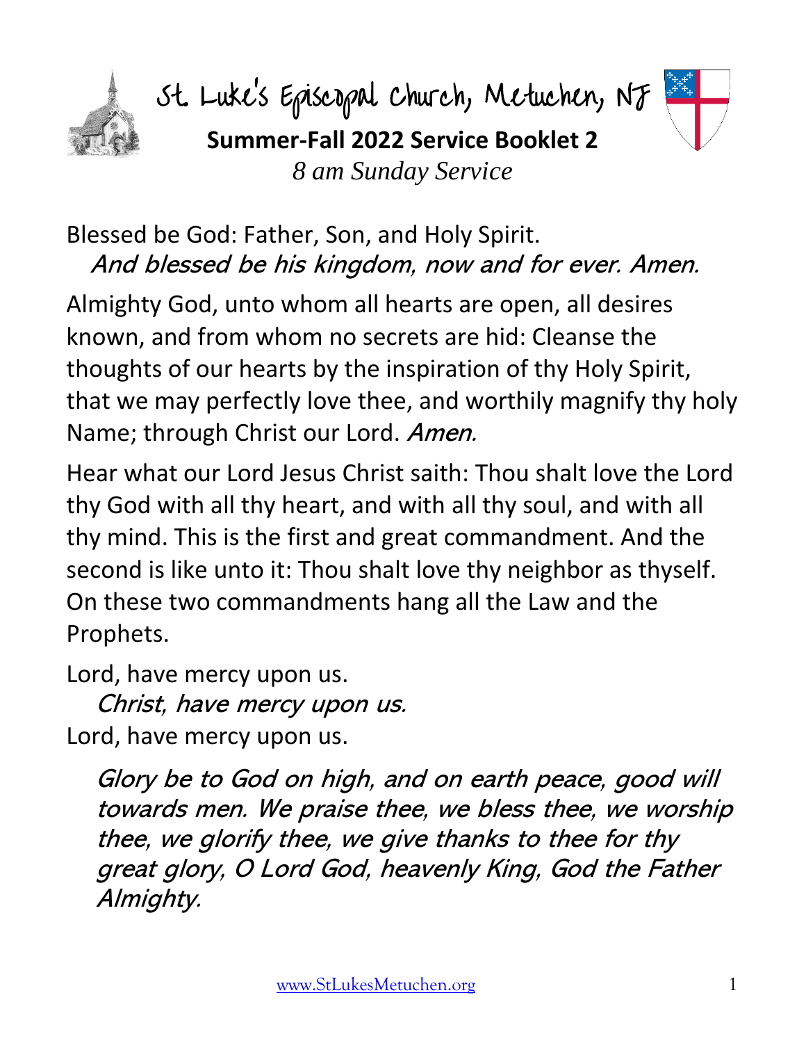# St. Luke's Episcopal Church, Metuchen, NJ

## Summer-Fall 2022 Service Booklet 2

*8 am Sunday Service*

Blessed be God: Father, Son, and Holy Spirit.

*And blessed be his kingdom, now and for ever. Amen.*

Almighty God, unto whom all hearts are open, all desires known, and from whom no secrets are hid: Cleanse the thoughts of our hearts by the inspiration of thy Holy Spirit, that we may perfectly love thee, and worthily magnify thy holy Name; through Christ our Lord. *Amen.*

Hear what our Lord Jesus Christ saith: Thou shalt love the Lord thy God with all thy heart, and with all thy soul, and with all thy mind. This is the first and great commandment. And the second is like unto it: Thou shalt love thy neighbor as thyself. On these two commandments hang all the Law and the Prophets.

Lord, have mercy upon us.

*Christ, have mercy upon us.*

Lord, have mercy upon us.

*Glory be to God on high, and on earth peace, good will towards men. We praise thee, we bless thee, we worship thee, we glorify thee, we give thanks to thee for thy great glory, O Lord God, heavenly King, God the Father Almighty.*

www.StLukesMetuchen.org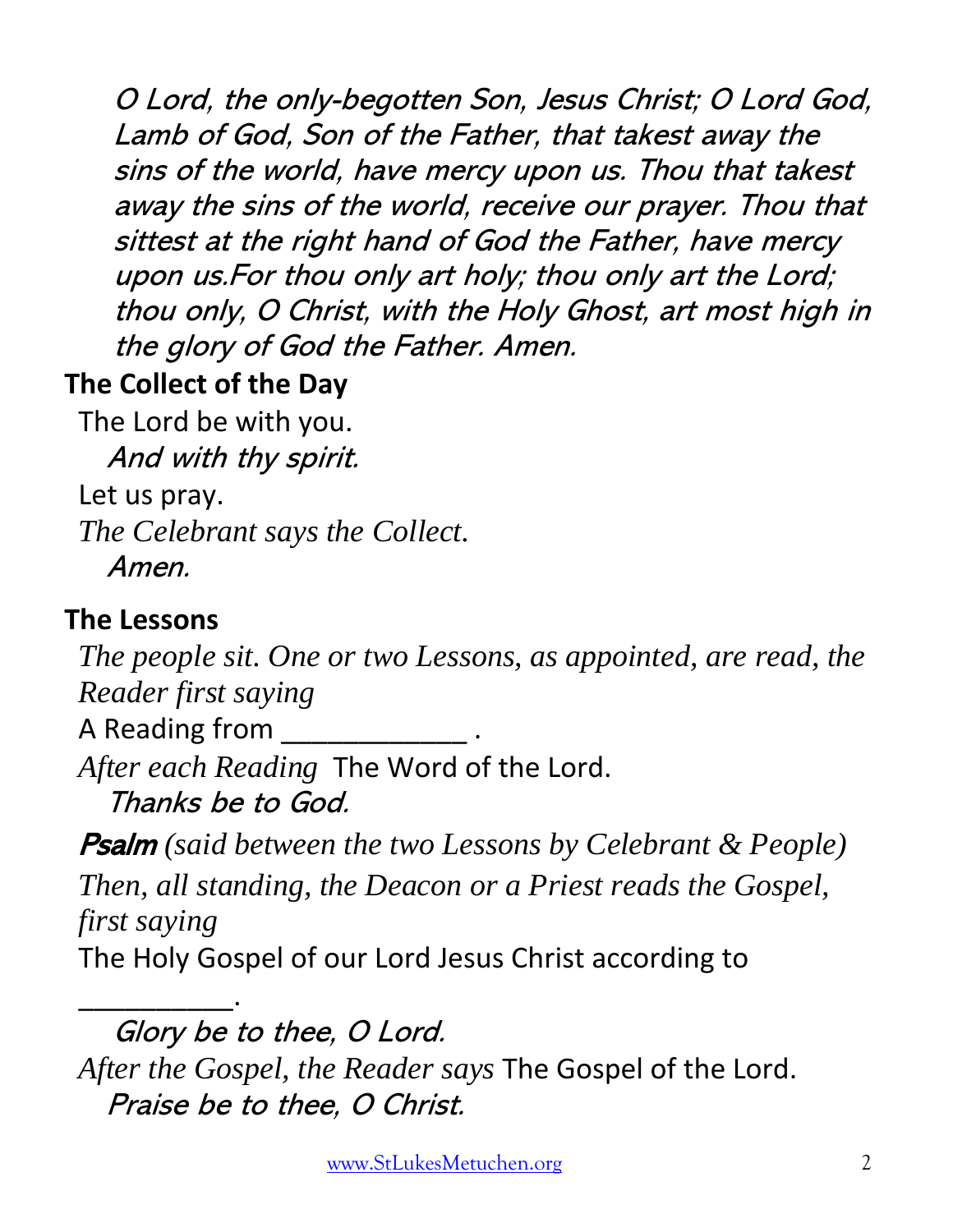*O Lord, the only-begotten Son, Jesus Christ; O Lord God, Lamb of God, Son of the Father, that takest away the sins of the world, have mercy upon us. Thou that takest away the sins of the world, receive our prayer. Thou that sittest at the right hand of God the Father, have mercy upon us.For thou only art holy; thou only art the Lord; thou only, O Christ, with the Holy Ghost, art most high in the glory of God the Father. Amen.*

## The Collect of the Day

The Lord be with you.

*And with thy spirit.*

Let us pray.

*The Celebrant says the Collect.*

*Amen.*

## The Lessons

*The people sit. One or two Lessons, as appointed, are read, the Reader first saying*

A Reading from ____________ .

*After each Reading* The Word of the Lord.

*Thanks be to God.*

***Psalm*** *(said between the two Lessons by Celebrant & People)*

*Then, all standing, the Deacon or a Priest reads the Gospel, first saying*

The Holy Gospel of our Lord Jesus Christ according to __________.

*Glory be to thee, O Lord.*

*After the Gospel, the Reader says* The Gospel of the Lord.

*Praise be to thee, O Christ.*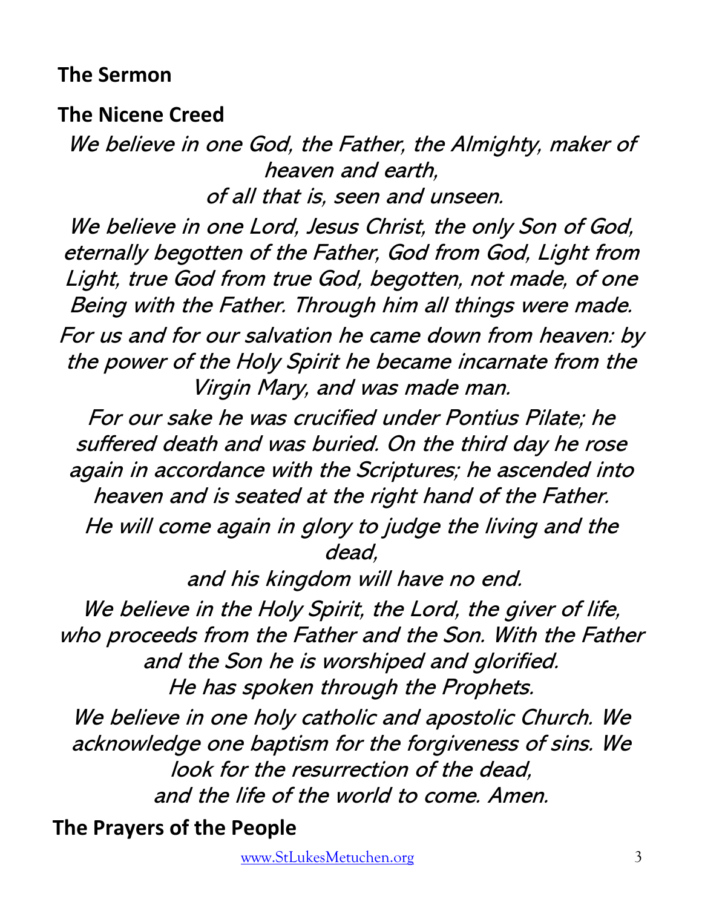**The Sermon**

**The Nicene Creed**

*We believe in one God, the Father, the Almighty, maker of heaven and earth,*
*of all that is, seen and unseen.*

*We believe in one Lord, Jesus Christ, the only Son of God, eternally begotten of the Father, God from God, Light from Light, true God from true God, begotten, not made, of one Being with the Father. Through him all things were made.*

*For us and for our salvation he came down from heaven: by the power of the Holy Spirit he became incarnate from the Virgin Mary, and was made man.*

*For our sake he was crucified under Pontius Pilate; he suffered death and was buried. On the third day he rose again in accordance with the Scriptures; he ascended into heaven and is seated at the right hand of the Father.*

*He will come again in glory to judge the living and the dead,*
*and his kingdom will have no end.*

*We believe in the Holy Spirit, the Lord, the giver of life, who proceeds from the Father and the Son. With the Father and the Son he is worshiped and glorified.*
*He has spoken through the Prophets.*

*We believe in one holy catholic and apostolic Church. We acknowledge one baptism for the forgiveness of sins. We look for the resurrection of the dead,*
*and the life of the world to come. Amen.*

**The Prayers of the People**

www.StLukesMetuchen.org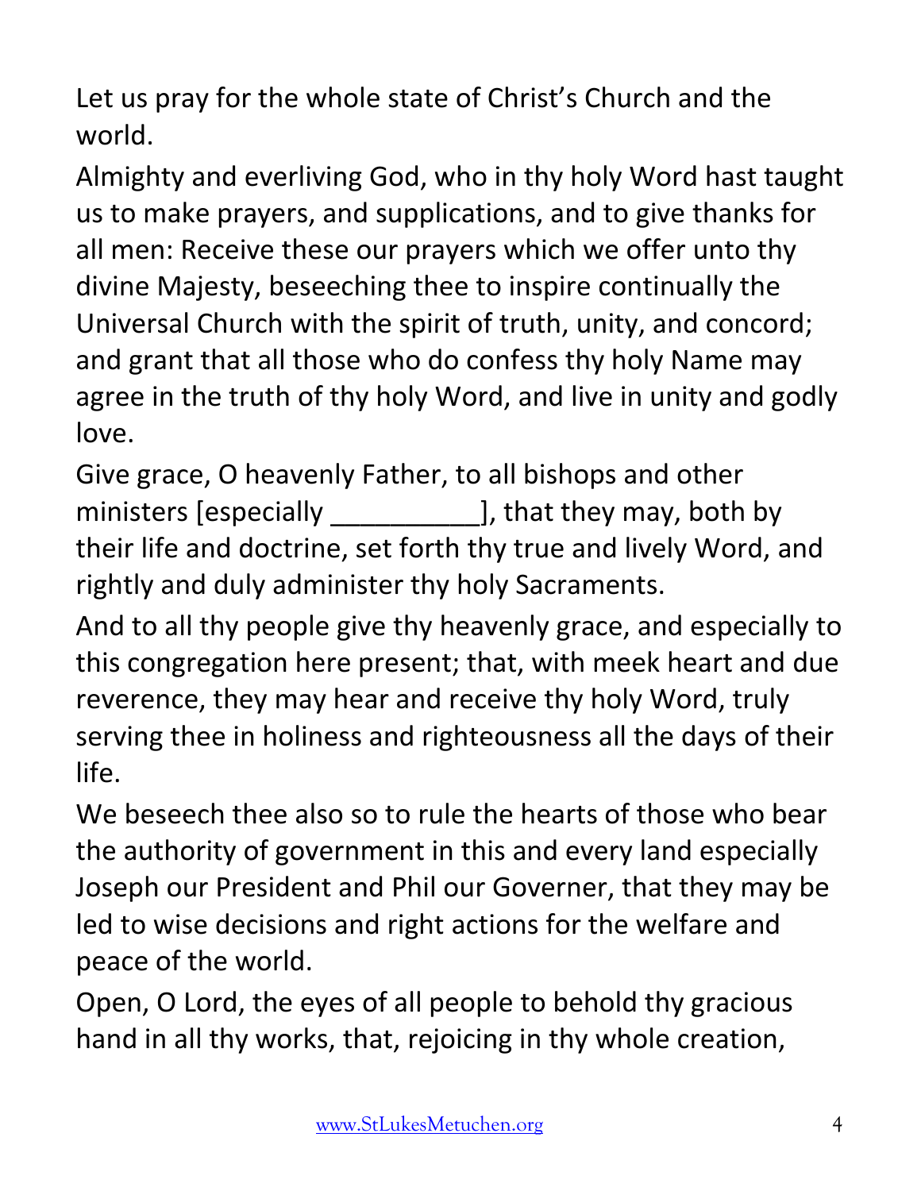Let us pray for the whole state of Christ's Church and the world.

Almighty and everliving God, who in thy holy Word hast taught us to make prayers, and supplications, and to give thanks for all men: Receive these our prayers which we offer unto thy divine Majesty, beseeching thee to inspire continually the Universal Church with the spirit of truth, unity, and concord; and grant that all those who do confess thy holy Name may agree in the truth of thy holy Word, and live in unity and godly love.

Give grace, O heavenly Father, to all bishops and other ministers [especially __________], that they may, both by their life and doctrine, set forth thy true and lively Word, and rightly and duly administer thy holy Sacraments.

And to all thy people give thy heavenly grace, and especially to this congregation here present; that, with meek heart and due reverence, they may hear and receive thy holy Word, truly serving thee in holiness and righteousness all the days of their life.

We beseech thee also so to rule the hearts of those who bear the authority of government in this and every land especially Joseph our President and Phil our Governer, that they may be led to wise decisions and right actions for the welfare and peace of the world.

Open, O Lord, the eyes of all people to behold thy gracious hand in all thy works, that, rejoicing in thy whole creation,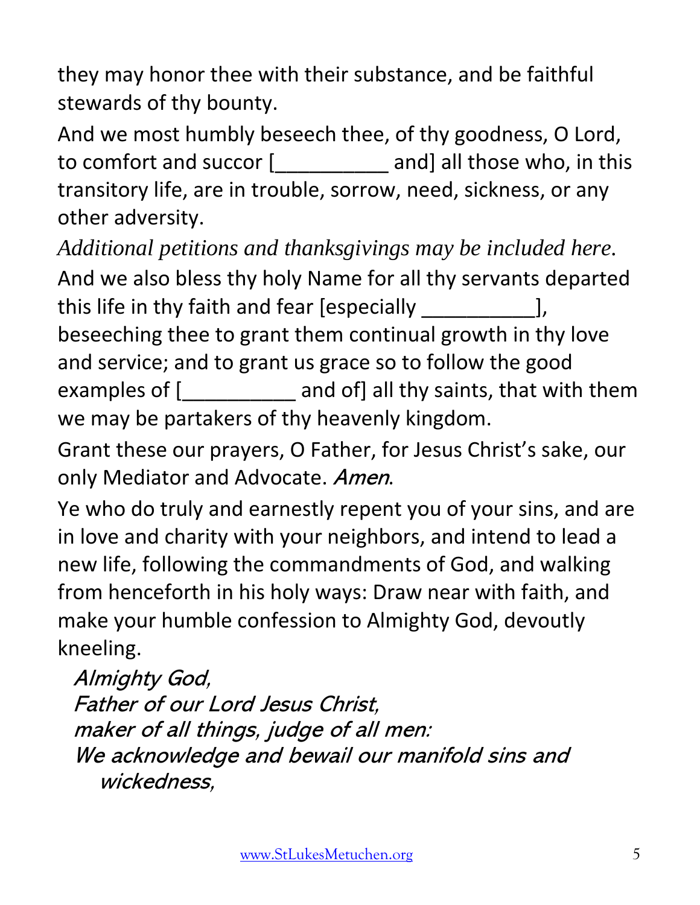they may honor thee with their substance, and be faithful stewards of thy bounty.

And we most humbly beseech thee, of thy goodness, O Lord, to comfort and succor [__________ and] all those who, in this transitory life, are in trouble, sorrow, need, sickness, or any other adversity.

*Additional petitions and thanksgivings may be included here.*

And we also bless thy holy Name for all thy servants departed this life in thy faith and fear [especially __________], beseeching thee to grant them continual growth in thy love and service; and to grant us grace so to follow the good examples of [__________ and of] all thy saints, that with them we may be partakers of thy heavenly kingdom.

Grant these our prayers, O Father, for Jesus Christ's sake, our only Mediator and Advocate. *Amen*.

Ye who do truly and earnestly repent you of your sins, and are in love and charity with your neighbors, and intend to lead a new life, following the commandments of God, and walking from henceforth in his holy ways: Draw near with faith, and make your humble confession to Almighty God, devoutly kneeling.

*Almighty God,*
*Father of our Lord Jesus Christ,*
*maker of all things, judge of all men:*
*We acknowledge and bewail our manifold sins and wickedness,*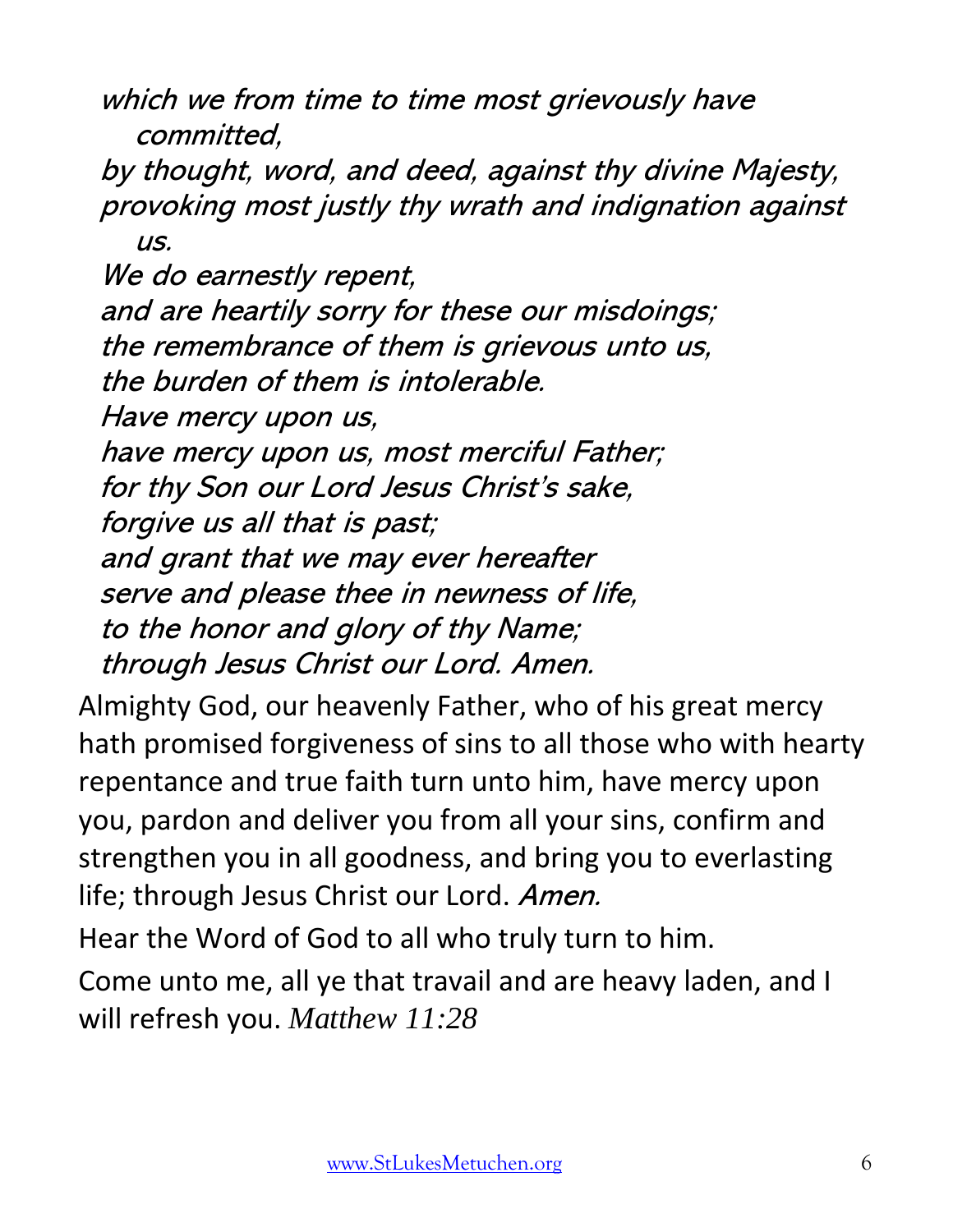*which we from time to time most grievously have committed,*
*by thought, word, and deed, against thy divine Majesty,*
*provoking most justly thy wrath and indignation against us.*
*We do earnestly repent,*
*and are heartily sorry for these our misdoings;*
*the remembrance of them is grievous unto us,*
*the burden of them is intolerable.*
*Have mercy upon us,*
*have mercy upon us, most merciful Father;*
*for thy Son our Lord Jesus Christ's sake,*
*forgive us all that is past;*
*and grant that we may ever hereafter*
*serve and please thee in newness of life,*
*to the honor and glory of thy Name;*
*through Jesus Christ our Lord. Amen.*

Almighty God, our heavenly Father, who of his great mercy hath promised forgiveness of sins to all those who with hearty repentance and true faith turn unto him, have mercy upon you, pardon and deliver you from all your sins, confirm and strengthen you in all goodness, and bring you to everlasting life; through Jesus Christ our Lord. *Amen.*

Hear the Word of God to all who truly turn to him.

Come unto me, all ye that travail and are heavy laden, and I will refresh you. *Matthew 11:28*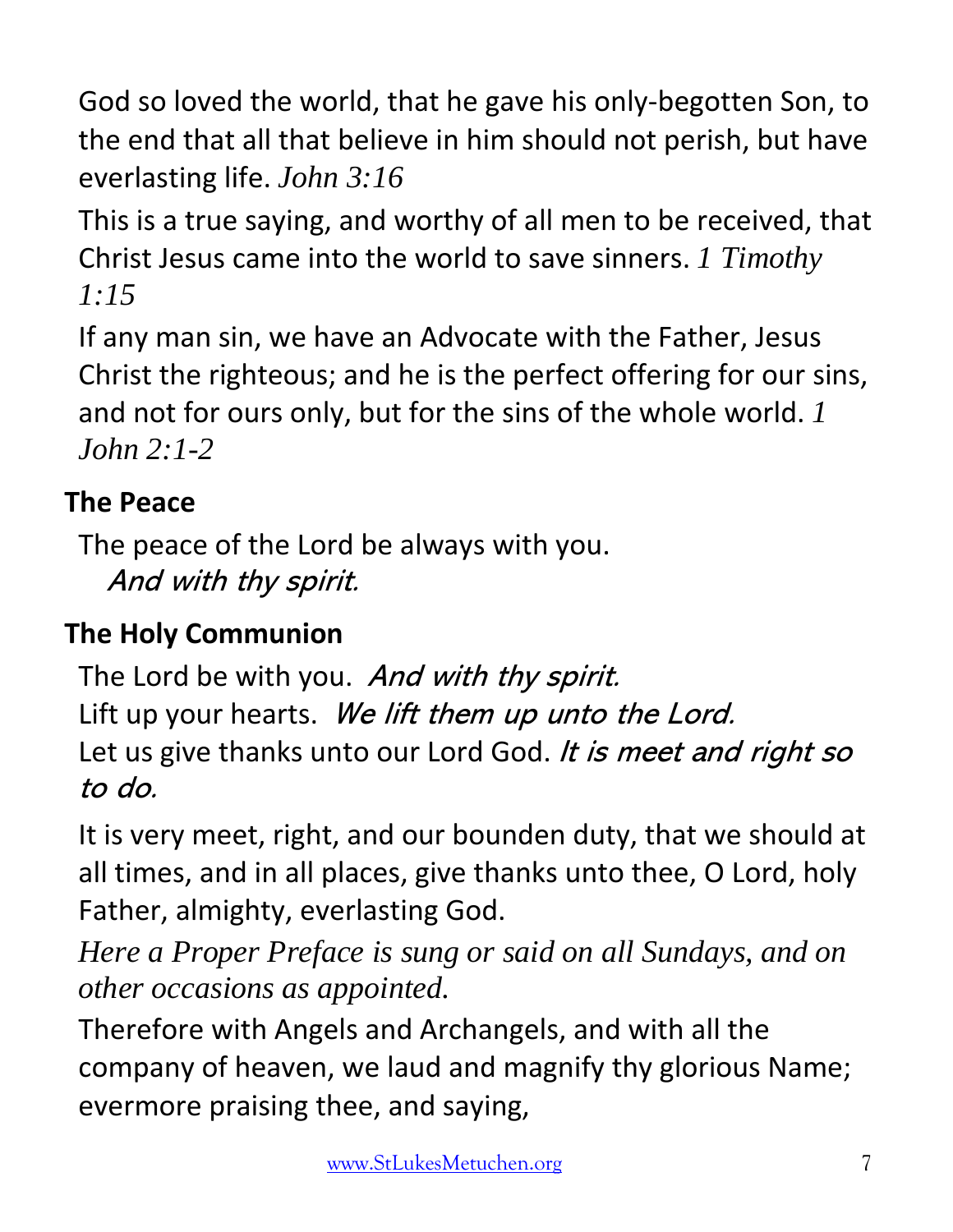God so loved the world, that he gave his only-begotten Son, to the end that all that believe in him should not perish, but have everlasting life. *John 3:16*

This is a true saying, and worthy of all men to be received, that Christ Jesus came into the world to save sinners. *1 Timothy 1:15*

If any man sin, we have an Advocate with the Father, Jesus Christ the righteous; and he is the perfect offering for our sins, and not for ours only, but for the sins of the whole world. *1 John 2:1-2*

**The Peace**

The peace of the Lord be always with you.
*And with thy spirit.*

**The Holy Communion**

The Lord be with you. *And with thy spirit.*
Lift up your hearts. *We lift them up unto the Lord.*
Let us give thanks unto our Lord God. *It is meet and right so to do.*

It is very meet, right, and our bounden duty, that we should at all times, and in all places, give thanks unto thee, O Lord, holy Father, almighty, everlasting God.

*Here a Proper Preface is sung or said on all Sundays, and on other occasions as appointed.*

Therefore with Angels and Archangels, and with all the company of heaven, we laud and magnify thy glorious Name; evermore praising thee, and saying,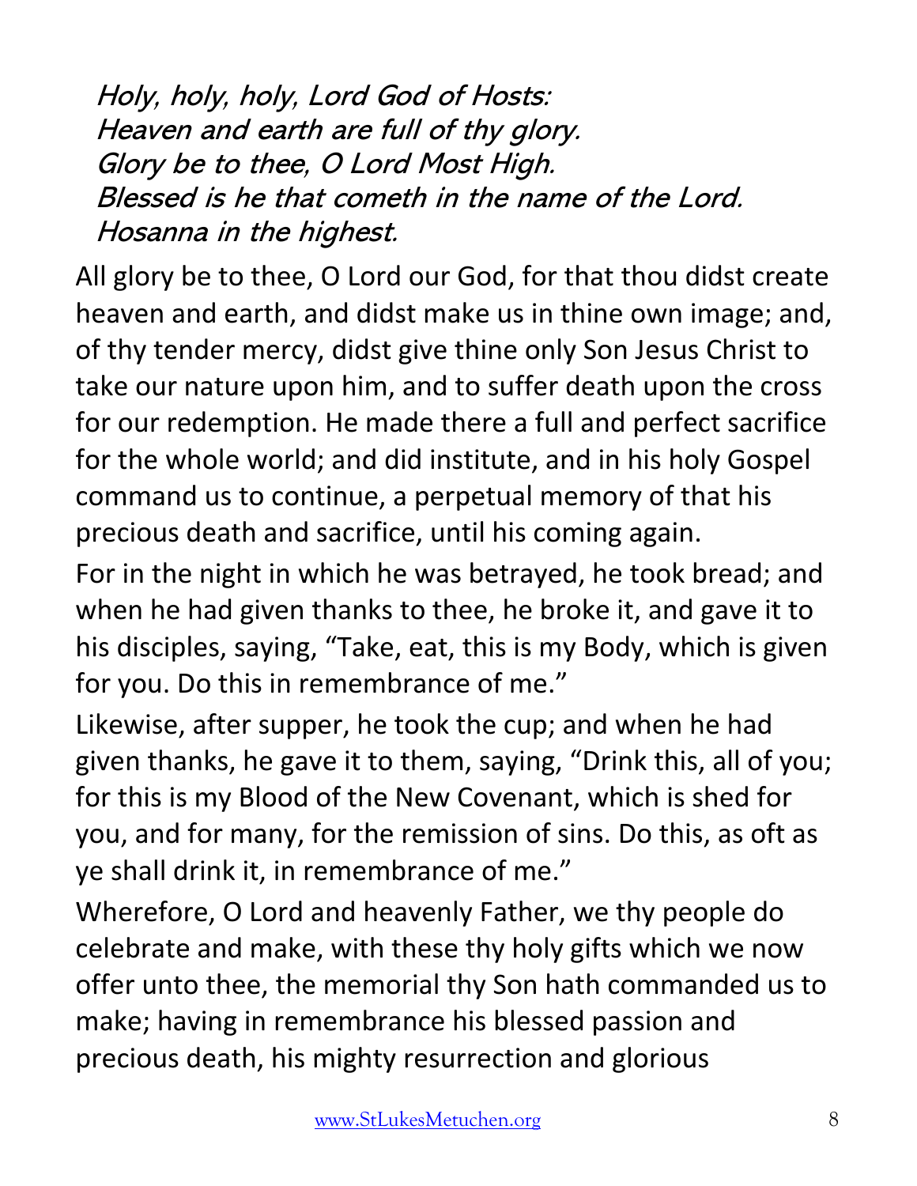*Holy, holy, holy, Lord God of Hosts:*
*Heaven and earth are full of thy glory.*
*Glory be to thee, O Lord Most High.*
*Blessed is he that cometh in the name of the Lord.*
*Hosanna in the highest.*

All glory be to thee, O Lord our God, for that thou didst create heaven and earth, and didst make us in thine own image; and, of thy tender mercy, didst give thine only Son Jesus Christ to take our nature upon him, and to suffer death upon the cross for our redemption. He made there a full and perfect sacrifice for the whole world; and did institute, and in his holy Gospel command us to continue, a perpetual memory of that his precious death and sacrifice, until his coming again.

For in the night in which he was betrayed, he took bread; and when he had given thanks to thee, he broke it, and gave it to his disciples, saying, "Take, eat, this is my Body, which is given for you. Do this in remembrance of me."

Likewise, after supper, he took the cup; and when he had given thanks, he gave it to them, saying, "Drink this, all of you; for this is my Blood of the New Covenant, which is shed for you, and for many, for the remission of sins. Do this, as oft as ye shall drink it, in remembrance of me."

Wherefore, O Lord and heavenly Father, we thy people do celebrate and make, with these thy holy gifts which we now offer unto thee, the memorial thy Son hath commanded us to make; having in remembrance his blessed passion and precious death, his mighty resurrection and glorious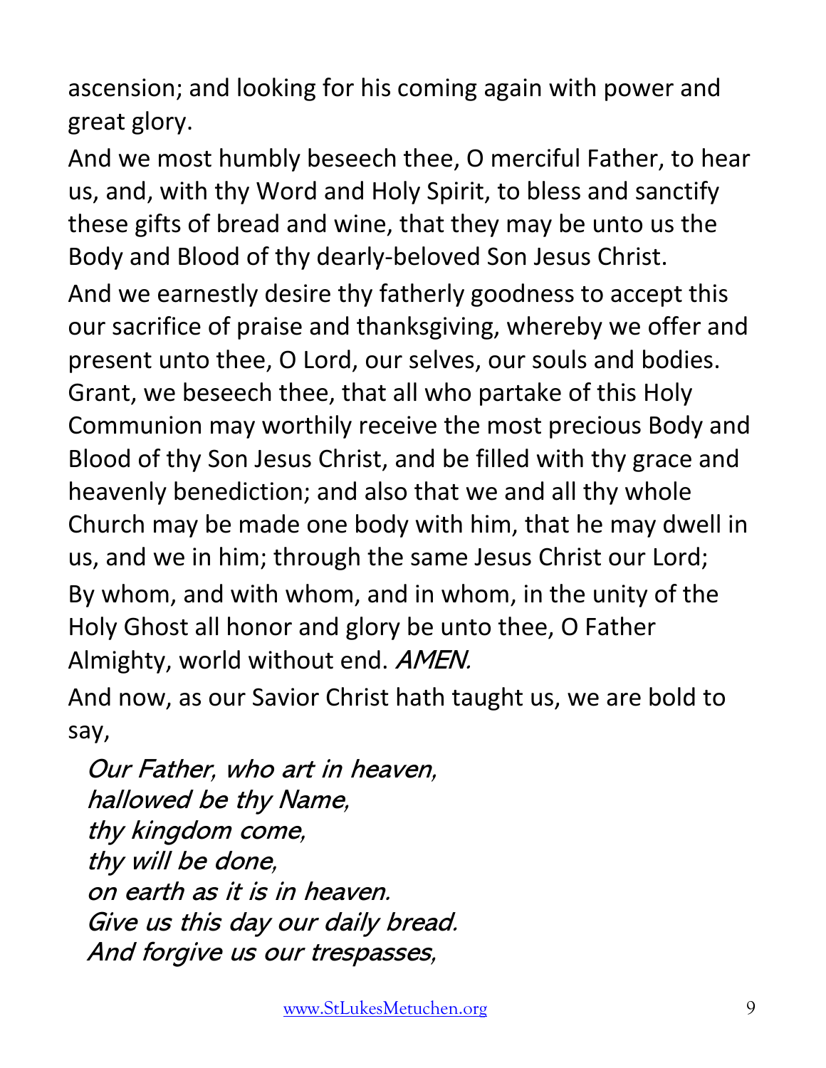ascension; and looking for his coming again with power and great glory.

And we most humbly beseech thee, O merciful Father, to hear us, and, with thy Word and Holy Spirit, to bless and sanctify these gifts of bread and wine, that they may be unto us the Body and Blood of thy dearly-beloved Son Jesus Christ.

And we earnestly desire thy fatherly goodness to accept this our sacrifice of praise and thanksgiving, whereby we offer and present unto thee, O Lord, our selves, our souls and bodies. Grant, we beseech thee, that all who partake of this Holy Communion may worthily receive the most precious Body and Blood of thy Son Jesus Christ, and be filled with thy grace and heavenly benediction; and also that we and all thy whole Church may be made one body with him, that he may dwell in us, and we in him; through the same Jesus Christ our Lord;

By whom, and with whom, and in whom, in the unity of the Holy Ghost all honor and glory be unto thee, O Father Almighty, world without end. *AMEN.*

And now, as our Savior Christ hath taught us, we are bold to say,

*Our Father, who art in heaven,*
*hallowed be thy Name,*
*thy kingdom come,*
*thy will be done,*
*on earth as it is in heaven.*
*Give us this day our daily bread.*
*And forgive us our trespasses,*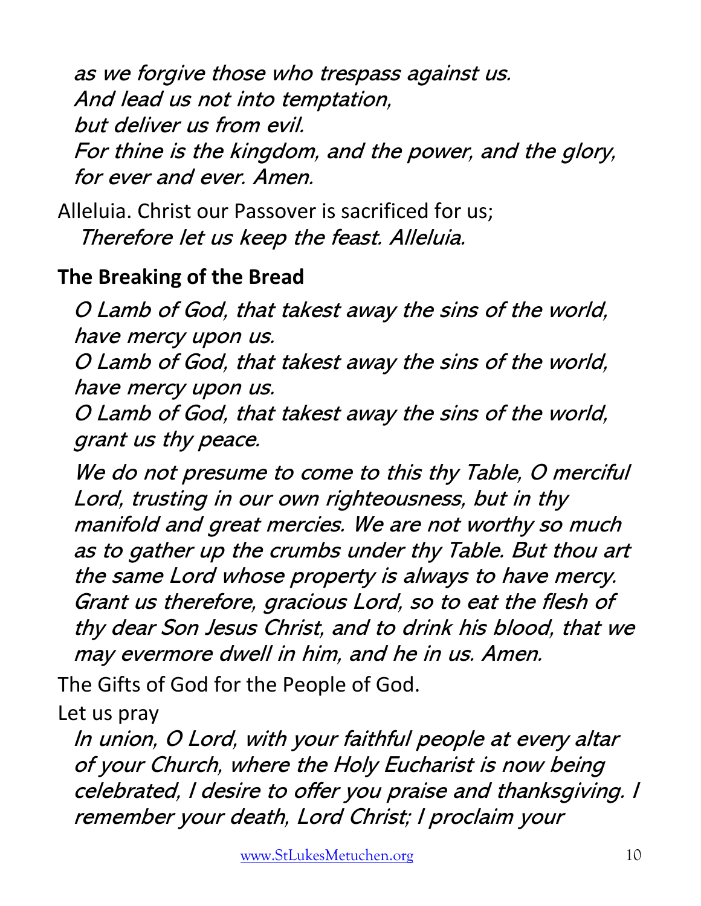*as we forgive those who trespass against us.*
*And lead us not into temptation,*
*but deliver us from evil.*
*For thine is the kingdom, and the power, and the glory,*
*for ever and ever. Amen.*

Alleluia. Christ our Passover is sacrificed for us;
*Therefore let us keep the feast. Alleluia.*

**The Breaking of the Bread**

*O Lamb of God, that takest away the sins of the world,*
*have mercy upon us.*
*O Lamb of God, that takest away the sins of the world,*
*have mercy upon us.*
*O Lamb of God, that takest away the sins of the world,*
*grant us thy peace.*

*We do not presume to come to this thy Table, O merciful Lord, trusting in our own righteousness, but in thy manifold and great mercies. We are not worthy so much as to gather up the crumbs under thy Table. But thou art the same Lord whose property is always to have mercy. Grant us therefore, gracious Lord, so to eat the flesh of thy dear Son Jesus Christ, and to drink his blood, that we may evermore dwell in him, and he in us. Amen.*

The Gifts of God for the People of God.

Let us pray

*In union, O Lord, with your faithful people at every altar of your Church, where the Holy Eucharist is now being celebrated, I desire to offer you praise and thanksgiving. I remember your death, Lord Christ; I proclaim your*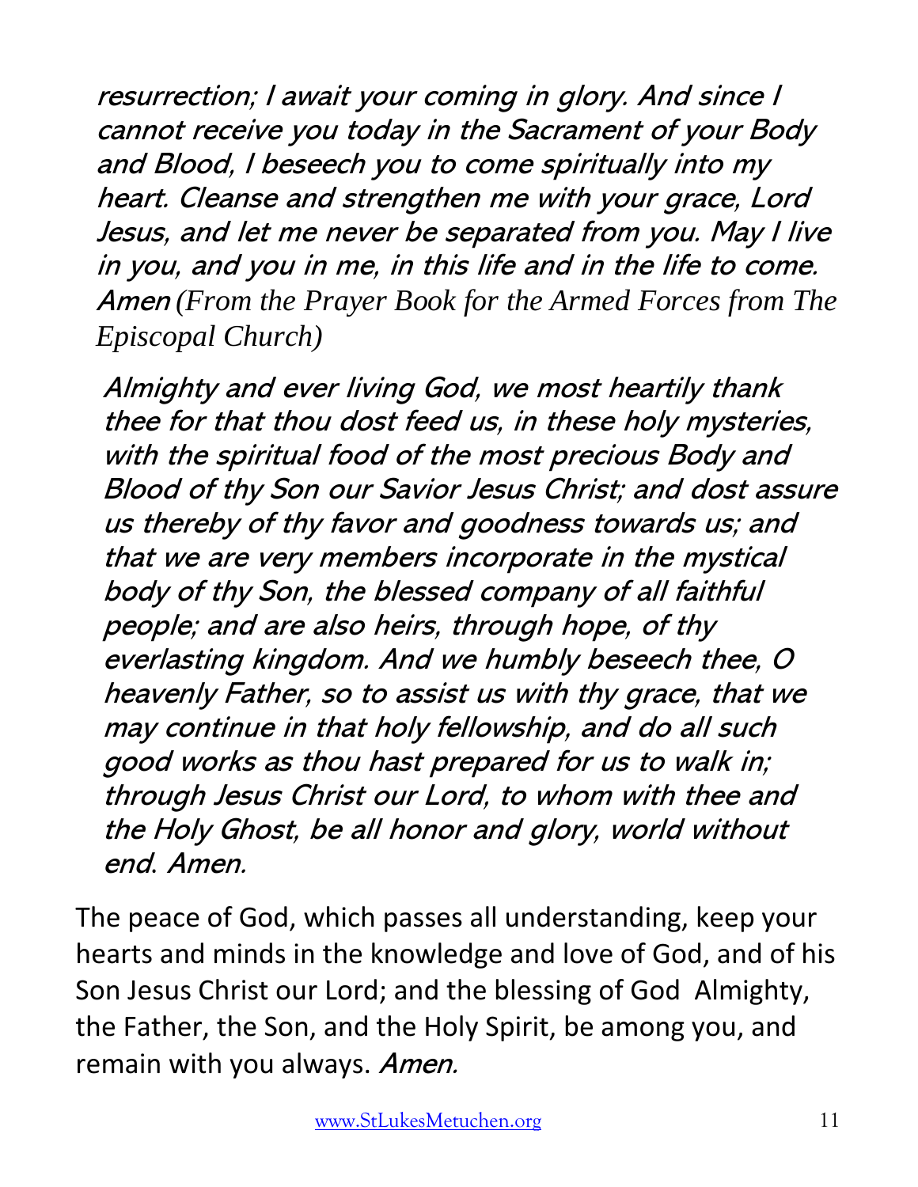*resurrection; I await your coming in glory. And since I cannot receive you today in the Sacrament of your Body and Blood, I beseech you to come spiritually into my heart. Cleanse and strengthen me with your grace, Lord Jesus, and let me never be separated from you. May I live in you, and you in me, in this life and in the life to come. Amen* *(From the Prayer Book for the Armed Forces from The Episcopal Church)*

*Almighty and ever living God, we most heartily thank thee for that thou dost feed us, in these holy mysteries, with the spiritual food of the most precious Body and Blood of thy Son our Savior Jesus Christ; and dost assure us thereby of thy favor and goodness towards us; and that we are very members incorporate in the mystical body of thy Son, the blessed company of all faithful people; and are also heirs, through hope, of thy everlasting kingdom. And we humbly beseech thee, O heavenly Father, so to assist us with thy grace, that we may continue in that holy fellowship, and do all such good works as thou hast prepared for us to walk in; through Jesus Christ our Lord, to whom with thee and the Holy Ghost, be all honor and glory, world without end. Amen.*

The peace of God, which passes all understanding, keep your hearts and minds in the knowledge and love of God, and of his Son Jesus Christ our Lord; and the blessing of God Almighty, the Father, the Son, and the Holy Spirit, be among you, and remain with you always. *Amen.*

www.StLukesMetuchen.org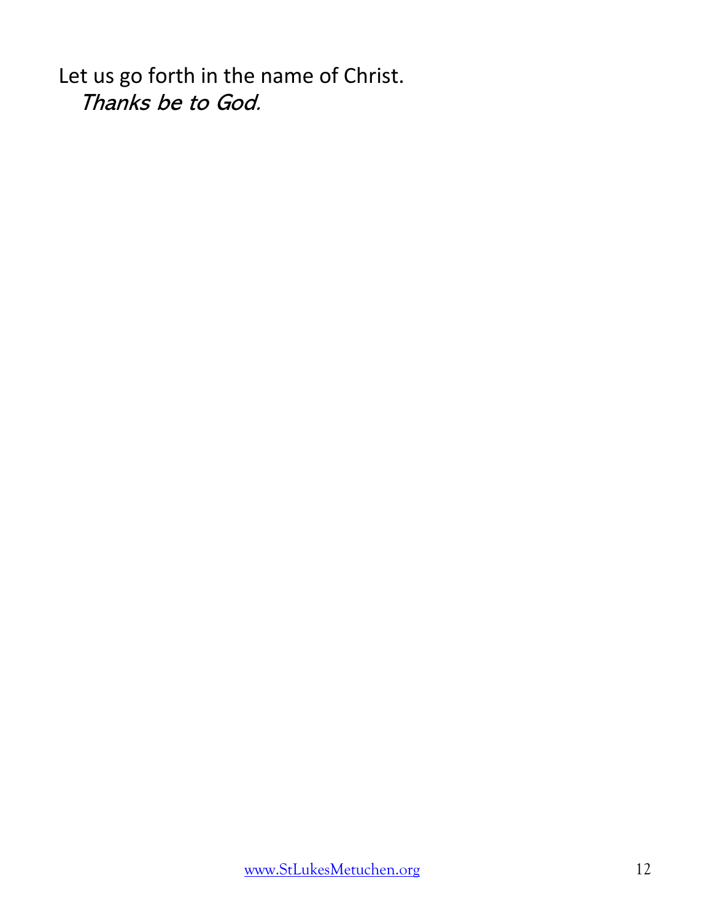Let us go forth in the name of Christ.
*Thanks be to God.*